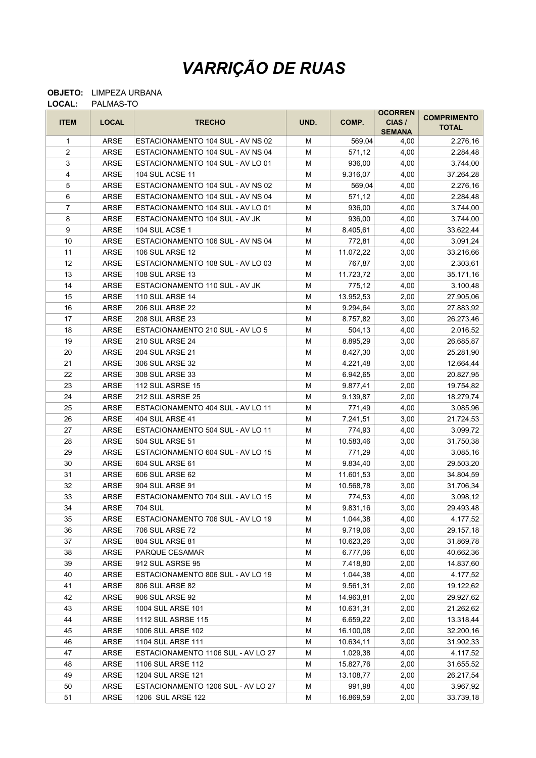# *VARRIÇÃO DE RUAS*

**OBJETO:** LIMPEZA URBANA
**LOCAL:** PALMAS-TO

| ITEM | LOCAL | TRECHO | UND. | COMP. | OCORRENCIAS / SEMANA | COMPRIMENTO TOTAL |
|---|---|---|---|---|---|---|
| 1 | ARSE | ESTACIONAMENTO 104 SUL - AV NS 02 | M | 569,04 | 4,00 | 2.276,16 |
| 2 | ARSE | ESTACIONAMENTO 104 SUL - AV NS 04 | M | 571,12 | 4,00 | 2.284,48 |
| 3 | ARSE | ESTACIONAMENTO 104 SUL - AV LO 01 | M | 936,00 | 4,00 | 3.744,00 |
| 4 | ARSE | 104 SUL ACSE 11 | M | 9.316,07 | 4,00 | 37.264,28 |
| 5 | ARSE | ESTACIONAMENTO 104 SUL - AV NS 02 | M | 569,04 | 4,00 | 2.276,16 |
| 6 | ARSE | ESTACIONAMENTO 104 SUL - AV NS 04 | M | 571,12 | 4,00 | 2.284,48 |
| 7 | ARSE | ESTACIONAMENTO 104 SUL - AV LO 01 | M | 936,00 | 4,00 | 3.744,00 |
| 8 | ARSE | ESTACIONAMENTO 104 SUL - AV JK | M | 936,00 | 4,00 | 3.744,00 |
| 9 | ARSE | 104 SUL ACSE 1 | M | 8.405,61 | 4,00 | 33.622,44 |
| 10 | ARSE | ESTACIONAMENTO 106 SUL - AV NS 04 | M | 772,81 | 4,00 | 3.091,24 |
| 11 | ARSE | 106 SUL ARSE 12 | M | 11.072,22 | 3,00 | 33.216,66 |
| 12 | ARSE | ESTACIONAMENTO 108 SUL - AV LO 03 | M | 767,87 | 3,00 | 2.303,61 |
| 13 | ARSE | 108 SUL ARSE 13 | M | 11.723,72 | 3,00 | 35.171,16 |
| 14 | ARSE | ESTACIONAMENTO 110 SUL - AV JK | M | 775,12 | 4,00 | 3.100,48 |
| 15 | ARSE | 110 SUL ARSE 14 | M | 13.952,53 | 2,00 | 27.905,06 |
| 16 | ARSE | 206 SUL ARSE 22 | M | 9.294,64 | 3,00 | 27.883,92 |
| 17 | ARSE | 208 SUL ARSE 23 | M | 8.757,82 | 3,00 | 26.273,46 |
| 18 | ARSE | ESTACIONAMENTO 210 SUL - AV LO 5 | M | 504,13 | 4,00 | 2.016,52 |
| 19 | ARSE | 210 SUL ARSE 24 | M | 8.895,29 | 3,00 | 26.685,87 |
| 20 | ARSE | 204 SUL ARSE 21 | M | 8.427,30 | 3,00 | 25.281,90 |
| 21 | ARSE | 306 SUL ARSE 32 | M | 4.221,48 | 3,00 | 12.664,44 |
| 22 | ARSE | 308 SUL ARSE 33 | M | 6.942,65 | 3,00 | 20.827,95 |
| 23 | ARSE | 112 SUL ASRSE 15 | M | 9.877,41 | 2,00 | 19.754,82 |
| 24 | ARSE | 212 SUL ASRSE 25 | M | 9.139,87 | 2,00 | 18.279,74 |
| 25 | ARSE | ESTACIONAMENTO 404 SUL - AV LO 11 | M | 771,49 | 4,00 | 3.085,96 |
| 26 | ARSE | 404 SUL ARSE 41 | M | 7.241,51 | 3,00 | 21.724,53 |
| 27 | ARSE | ESTACIONAMENTO 504 SUL - AV LO 11 | M | 774,93 | 4,00 | 3.099,72 |
| 28 | ARSE | 504 SUL ARSE 51 | M | 10.583,46 | 3,00 | 31.750,38 |
| 29 | ARSE | ESTACIONAMENTO 604 SUL - AV LO 15 | M | 771,29 | 4,00 | 3.085,16 |
| 30 | ARSE | 604 SUL ARSE 61 | M | 9.834,40 | 3,00 | 29.503,20 |
| 31 | ARSE | 606 SUL ARSE 62 | M | 11.601,53 | 3,00 | 34.804,59 |
| 32 | ARSE | 904 SUL ARSE 91 | M | 10.568,78 | 3,00 | 31.706,34 |
| 33 | ARSE | ESTACIONAMENTO 704 SUL - AV LO 15 | M | 774,53 | 4,00 | 3.098,12 |
| 34 | ARSE | 704 SUL | M | 9.831,16 | 3,00 | 29.493,48 |
| 35 | ARSE | ESTACIONAMENTO 706 SUL - AV LO 19 | M | 1.044,38 | 4,00 | 4.177,52 |
| 36 | ARSE | 706 SUL ARSE 72 | M | 9.719,06 | 3,00 | 29.157,18 |
| 37 | ARSE | 804 SUL ARSE 81 | M | 10.623,26 | 3,00 | 31.869,78 |
| 38 | ARSE | PARQUE CESAMAR | M | 6.777,06 | 6,00 | 40.662,36 |
| 39 | ARSE | 912 SUL ASRSE 95 | M | 7.418,80 | 2,00 | 14.837,60 |
| 40 | ARSE | ESTACIONAMENTO 806 SUL - AV LO 19 | M | 1.044,38 | 4,00 | 4.177,52 |
| 41 | ARSE | 806 SUL ARSE 82 | M | 9.561,31 | 2,00 | 19.122,62 |
| 42 | ARSE | 906 SUL ARSE 92 | M | 14.963,81 | 2,00 | 29.927,62 |
| 43 | ARSE | 1004 SUL ARSE 101 | M | 10.631,31 | 2,00 | 21.262,62 |
| 44 | ARSE | 1112 SUL ASRSE 115 | M | 6.659,22 | 2,00 | 13.318,44 |
| 45 | ARSE | 1006 SUL ARSE 102 | M | 16.100,08 | 2,00 | 32.200,16 |
| 46 | ARSE | 1104 SUL ARSE 111 | M | 10.634,11 | 3,00 | 31.902,33 |
| 47 | ARSE | ESTACIONAMENTO 1106 SUL - AV LO 27 | M | 1.029,38 | 4,00 | 4.117,52 |
| 48 | ARSE | 1106 SUL ARSE 112 | M | 15.827,76 | 2,00 | 31.655,52 |
| 49 | ARSE | 1204 SUL ARSE 121 | M | 13.108,77 | 2,00 | 26.217,54 |
| 50 | ARSE | ESTACIONAMENTO 1206 SUL - AV LO 27 | M | 991,98 | 4,00 | 3.967,92 |
| 51 | ARSE | 1206 SUL ARSE 122 | M | 16.869,59 | 2,00 | 33.739,18 |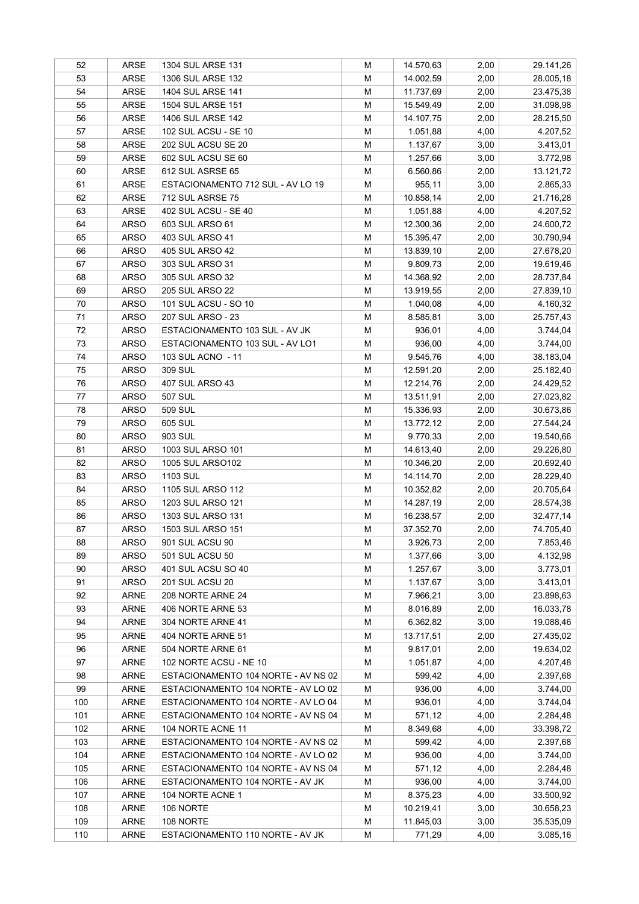| 52 | ARSE | 1304 SUL ARSE 131 | M | 14.570,63 | 2,00 | 29.141,26 |
|---|---|---|---|---|---|---|
| 53 | ARSE | 1306 SUL ARSE 132 | M | 14.002,59 | 2,00 | 28.005,18 |
| 54 | ARSE | 1404 SUL ARSE 141 | M | 11.737,69 | 2,00 | 23.475,38 |
| 55 | ARSE | 1504 SUL ARSE 151 | M | 15.549,49 | 2,00 | 31.098,98 |
| 56 | ARSE | 1406 SUL ARSE 142 | M | 14.107,75 | 2,00 | 28.215,50 |
| 57 | ARSE | 102 SUL ACSU - SE 10 | M | 1.051,88 | 4,00 | 4.207,52 |
| 58 | ARSE | 202 SUL ACSU SE 20 | M | 1.137,67 | 3,00 | 3.413,01 |
| 59 | ARSE | 602 SUL ACSU SE 60 | M | 1.257,66 | 3,00 | 3.772,98 |
| 60 | ARSE | 612 SUL ASRSE 65 | M | 6.560,86 | 2,00 | 13.121,72 |
| 61 | ARSE | ESTACIONAMENTO 712 SUL - AV LO 19 | M | 955,11 | 3,00 | 2.865,33 |
| 62 | ARSE | 712 SUL ASRSE 75 | M | 10.858,14 | 2,00 | 21.716,28 |
| 63 | ARSE | 402 SUL ACSU - SE 40 | M | 1.051,88 | 4,00 | 4.207,52 |
| 64 | ARSO | 603 SUL ARSO 61 | M | 12.300,36 | 2,00 | 24.600,72 |
| 65 | ARSO | 403 SUL ARSO 41 | M | 15.395,47 | 2,00 | 30.790,94 |
| 66 | ARSO | 405 SUL ARSO 42 | M | 13.839,10 | 2,00 | 27.678,20 |
| 67 | ARSO | 303 SUL ARSO 31 | M | 9.809,73 | 2,00 | 19.619,46 |
| 68 | ARSO | 305 SUL ARSO 32 | M | 14.368,92 | 2,00 | 28.737,84 |
| 69 | ARSO | 205 SUL ARSO 22 | M | 13.919,55 | 2,00 | 27.839,10 |
| 70 | ARSO | 101 SUL ACSU - SO 10 | M | 1.040,08 | 4,00 | 4.160,32 |
| 71 | ARSO | 207 SUL ARSO - 23 | M | 8.585,81 | 3,00 | 25.757,43 |
| 72 | ARSO | ESTACIONAMENTO 103 SUL - AV JK | M | 936,01 | 4,00 | 3.744,04 |
| 73 | ARSO | ESTACIONAMENTO 103 SUL - AV LO1 | M | 936,00 | 4,00 | 3.744,00 |
| 74 | ARSO | 103 SUL ACNO - 11 | M | 9.545,76 | 4,00 | 38.183,04 |
| 75 | ARSO | 309 SUL | M | 12.591,20 | 2,00 | 25.182,40 |
| 76 | ARSO | 407 SUL ARSO 43 | M | 12.214,76 | 2,00 | 24.429,52 |
| 77 | ARSO | 507 SUL | M | 13.511,91 | 2,00 | 27.023,82 |
| 78 | ARSO | 509 SUL | M | 15.336,93 | 2,00 | 30.673,86 |
| 79 | ARSO | 605 SUL | M | 13.772,12 | 2,00 | 27.544,24 |
| 80 | ARSO | 903 SUL | M | 9.770,33 | 2,00 | 19.540,66 |
| 81 | ARSO | 1003 SUL ARSO 101 | M | 14.613,40 | 2,00 | 29.226,80 |
| 82 | ARSO | 1005 SUL ARSO102 | M | 10.346,20 | 2,00 | 20.692,40 |
| 83 | ARSO | 1103 SUL | M | 14.114,70 | 2,00 | 28.229,40 |
| 84 | ARSO | 1105 SUL ARSO 112 | M | 10.352,82 | 2,00 | 20.705,64 |
| 85 | ARSO | 1203 SUL ARSO 121 | M | 14.287,19 | 2,00 | 28.574,38 |
| 86 | ARSO | 1303 SUL ARSO 131 | M | 16.238,57 | 2,00 | 32.477,14 |
| 87 | ARSO | 1503 SUL ARSO 151 | M | 37.352,70 | 2,00 | 74.705,40 |
| 88 | ARSO | 901 SUL ACSU 90 | M | 3.926,73 | 2,00 | 7.853,46 |
| 89 | ARSO | 501 SUL ACSU 50 | M | 1.377,66 | 3,00 | 4.132,98 |
| 90 | ARSO | 401 SUL ACSU SO 40 | M | 1.257,67 | 3,00 | 3.773,01 |
| 91 | ARSO | 201 SUL ACSU 20 | M | 1.137,67 | 3,00 | 3.413,01 |
| 92 | ARNE | 208 NORTE ARNE 24 | M | 7.966,21 | 3,00 | 23.898,63 |
| 93 | ARNE | 406 NORTE ARNE 53 | M | 8.016,89 | 2,00 | 16.033,78 |
| 94 | ARNE | 304 NORTE ARNE 41 | M | 6.362,82 | 3,00 | 19.088,46 |
| 95 | ARNE | 404 NORTE ARNE 51 | M | 13.717,51 | 2,00 | 27.435,02 |
| 96 | ARNE | 504 NORTE ARNE 61 | M | 9.817,01 | 2,00 | 19.634,02 |
| 97 | ARNE | 102 NORTE ACSU - NE 10 | M | 1.051,87 | 4,00 | 4.207,48 |
| 98 | ARNE | ESTACIONAMENTO 104 NORTE - AV NS 02 | M | 599,42 | 4,00 | 2.397,68 |
| 99 | ARNE | ESTACIONAMENTO 104 NORTE - AV LO 02 | M | 936,00 | 4,00 | 3.744,00 |
| 100 | ARNE | ESTACIONAMENTO 104 NORTE - AV LO 04 | M | 936,01 | 4,00 | 3.744,04 |
| 101 | ARNE | ESTACIONAMENTO 104 NORTE - AV NS 04 | M | 571,12 | 4,00 | 2.284,48 |
| 102 | ARNE | 104 NORTE ACNE 11 | M | 8.349,68 | 4,00 | 33.398,72 |
| 103 | ARNE | ESTACIONAMENTO 104 NORTE - AV NS 02 | M | 599,42 | 4,00 | 2.397,68 |
| 104 | ARNE | ESTACIONAMENTO 104 NORTE - AV LO 02 | M | 936,00 | 4,00 | 3.744,00 |
| 105 | ARNE | ESTACIONAMENTO 104 NORTE - AV NS 04 | M | 571,12 | 4,00 | 2.284,48 |
| 106 | ARNE | ESTACIONAMENTO 104 NORTE - AV JK | M | 936,00 | 4,00 | 3.744,00 |
| 107 | ARNE | 104 NORTE ACNE 1 | M | 8.375,23 | 4,00 | 33.500,92 |
| 108 | ARNE | 106 NORTE | M | 10.219,41 | 3,00 | 30.658,23 |
| 109 | ARNE | 108 NORTE | M | 11.845,03 | 3,00 | 35.535,09 |
| 110 | ARNE | ESTACIONAMENTO 110 NORTE - AV JK | M | 771,29 | 4,00 | 3.085,16 |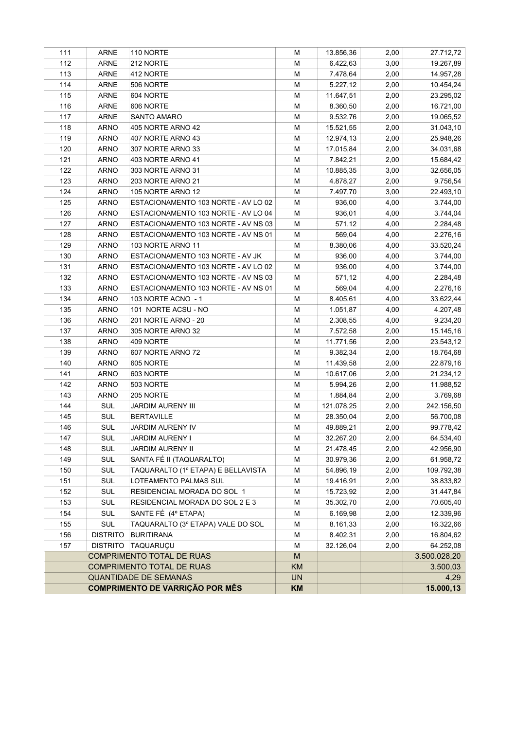| | | | | | | |
|---|---|---|---|---|---|---|
| 111 | ARNE | 110 NORTE | M | 13.856,36 | 2,00 | 27.712,72 |
| 112 | ARNE | 212 NORTE | M | 6.422,63 | 3,00 | 19.267,89 |
| 113 | ARNE | 412 NORTE | M | 7.478,64 | 2,00 | 14.957,28 |
| 114 | ARNE | 506 NORTE | M | 5.227,12 | 2,00 | 10.454,24 |
| 115 | ARNE | 604 NORTE | M | 11.647,51 | 2,00 | 23.295,02 |
| 116 | ARNE | 606 NORTE | M | 8.360,50 | 2,00 | 16.721,00 |
| 117 | ARNE | SANTO AMARO | M | 9.532,76 | 2,00 | 19.065,52 |
| 118 | ARNO | 405 NORTE ARNO 42 | M | 15.521,55 | 2,00 | 31.043,10 |
| 119 | ARNO | 407 NORTE ARNO 43 | M | 12.974,13 | 2,00 | 25.948,26 |
| 120 | ARNO | 307 NORTE ARNO 33 | M | 17.015,84 | 2,00 | 34.031,68 |
| 121 | ARNO | 403 NORTE ARNO 41 | M | 7.842,21 | 2,00 | 15.684,42 |
| 122 | ARNO | 303 NORTE ARNO 31 | M | 10.885,35 | 3,00 | 32.656,05 |
| 123 | ARNO | 203 NORTE ARNO 21 | M | 4.878,27 | 2,00 | 9.756,54 |
| 124 | ARNO | 105 NORTE ARNO 12 | M | 7.497,70 | 3,00 | 22.493,10 |
| 125 | ARNO | ESTACIONAMENTO 103 NORTE - AV LO 02 | M | 936,00 | 4,00 | 3.744,00 |
| 126 | ARNO | ESTACIONAMENTO 103 NORTE - AV LO 04 | M | 936,01 | 4,00 | 3.744,04 |
| 127 | ARNO | ESTACIONAMENTO 103 NORTE - AV NS 03 | M | 571,12 | 4,00 | 2.284,48 |
| 128 | ARNO | ESTACIONAMENTO 103 NORTE - AV NS 01 | M | 569,04 | 4,00 | 2.276,16 |
| 129 | ARNO | 103 NORTE ARNO 11 | M | 8.380,06 | 4,00 | 33.520,24 |
| 130 | ARNO | ESTACIONAMENTO 103 NORTE - AV JK | M | 936,00 | 4,00 | 3.744,00 |
| 131 | ARNO | ESTACIONAMENTO 103 NORTE - AV LO 02 | M | 936,00 | 4,00 | 3.744,00 |
| 132 | ARNO | ESTACIONAMENTO 103 NORTE - AV NS 03 | M | 571,12 | 4,00 | 2.284,48 |
| 133 | ARNO | ESTACIONAMENTO 103 NORTE - AV NS 01 | M | 569,04 | 4,00 | 2.276,16 |
| 134 | ARNO | 103 NORTE ACNO - 1 | M | 8.405,61 | 4,00 | 33.622,44 |
| 135 | ARNO | 101 NORTE ACSU - NO | M | 1.051,87 | 4,00 | 4.207,48 |
| 136 | ARNO | 201 NORTE ARNO - 20 | M | 2.308,55 | 4,00 | 9.234,20 |
| 137 | ARNO | 305 NORTE ARNO 32 | M | 7.572,58 | 2,00 | 15.145,16 |
| 138 | ARNO | 409 NORTE | M | 11.771,56 | 2,00 | 23.543,12 |
| 139 | ARNO | 607 NORTE ARNO 72 | M | 9.382,34 | 2,00 | 18.764,68 |
| 140 | ARNO | 605 NORTE | M | 11.439,58 | 2,00 | 22.879,16 |
| 141 | ARNO | 603 NORTE | M | 10.617,06 | 2,00 | 21.234,12 |
| 142 | ARNO | 503 NORTE | M | 5.994,26 | 2,00 | 11.988,52 |
| 143 | ARNO | 205 NORTE | M | 1.884,84 | 2,00 | 3.769,68 |
| 144 | SUL | JARDIM AURENY III | M | 121.078,25 | 2,00 | 242.156,50 |
| 145 | SUL | BERTAVILLE | M | 28.350,04 | 2,00 | 56.700,08 |
| 146 | SUL | JARDIM AURENY IV | M | 49.889,21 | 2,00 | 99.778,42 |
| 147 | SUL | JARDIM AURENY I | M | 32.267,20 | 2,00 | 64.534,40 |
| 148 | SUL | JARDIM AURENY II | M | 21.478,45 | 2,00 | 42.956,90 |
| 149 | SUL | SANTA FÉ II (TAQUARALTO) | M | 30.979,36 | 2,00 | 61.958,72 |
| 150 | SUL | TAQUARALTO (1º ETAPA) E BELLAVISTA | M | 54.896,19 | 2,00 | 109.792,38 |
| 151 | SUL | LOTEAMENTO PALMAS SUL | M | 19.416,91 | 2,00 | 38.833,82 |
| 152 | SUL | RESIDENCIAL MORADA DO SOL 1 | M | 15.723,92 | 2,00 | 31.447,84 |
| 153 | SUL | RESIDENCIAL MORADA DO SOL 2 E 3 | M | 35.302,70 | 2,00 | 70.605,40 |
| 154 | SUL | SANTE FÉ (4º ETAPA) | M | 6.169,98 | 2,00 | 12.339,96 |
| 155 | SUL | TAQUARALTO (3º ETAPA) VALE DO SOL | M | 8.161,33 | 2,00 | 16.322,66 |
| 156 | DISTRITO | BURITIRANA | M | 8.402,31 | 2,00 | 16.804,62 |
| 157 | DISTRITO | TAQUARUÇU | M | 32.126,04 | 2,00 | 64.252,08 |
| | | COMPRIMENTO TOTAL DE RUAS | M | | | 3.500.028,20 |
| | | COMPRIMENTO TOTAL DE RUAS | KM | | | 3.500,03 |
| | | QUANTIDADE DE SEMANAS | UN | | | 4,29 |
| | | **COMPRIMENTO DE VARRIÇÃO POR MÊS** | **KM** | | | **15.000,13** |